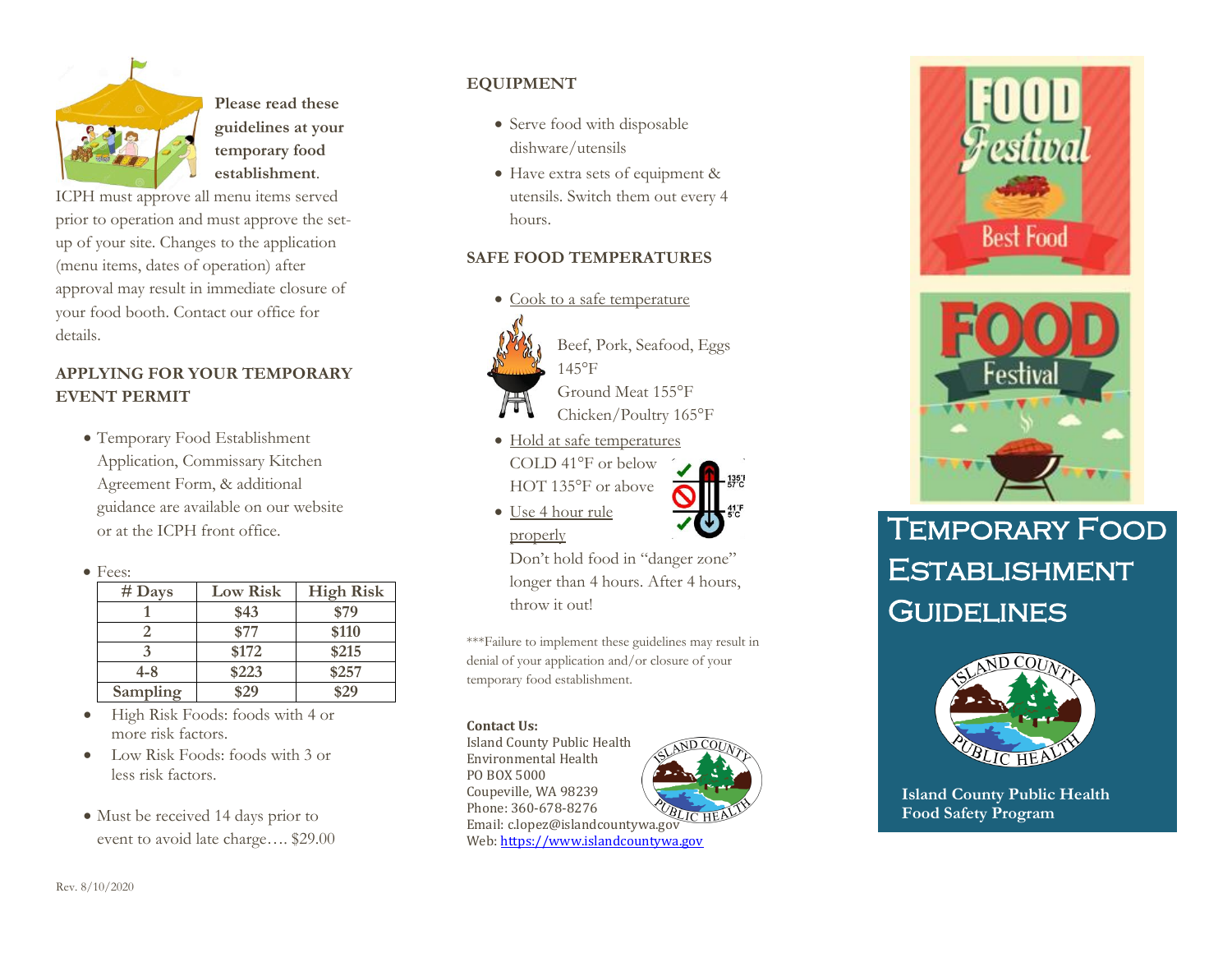**Please read these guidelines at your temporary food establishment.**

ICPH must approve all menu items served prior to operation and must approve the set-up of your site. Changes to the application (menu items, dates of operation) after approval may result in immediate closure of your food booth. Contact our office for details.

## APPLYING FOR YOUR TEMPORARY EVENT PERMIT

- Temporary Food Establishment Application, Commissary Kitchen Agreement Form, & additional guidance are available on our website or at the ICPH front office.

- Fees:

| # Days | Low Risk | High Risk |
|---|---|---|
| 1 | $43 | $79 |
| 2 | $77 | $110 |
| 3 | $172 | $215 |
| 4-8 | $223 | $257 |
| Sampling | $29 | $29 |

- High Risk Foods: foods with 4 or more risk factors.
- Low Risk Foods: foods with 3 or less risk factors.

- Must be received 14 days prior to event to avoid late charge…. $29.00

Rev. 8/10/2020

## EQUIPMENT

- Serve food with disposable dishware/utensils
- Have extra sets of equipment & utensils. Switch them out every 4 hours.

## SAFE FOOD TEMPERATURES

- Cook to a safe temperature

  Beef, Pork, Seafood, Eggs 145°F
  Ground Meat 155°F
  Chicken/Poultry 165°F

- Hold at safe temperatures

  COLD 41°F or below
  HOT 135°F or above

- Use 4 hour rule properly

  Don't hold food in "danger zone" longer than 4 hours. After 4 hours, throw it out!

***Failure to implement these guidelines may result in denial of your application and/or closure of your temporary food establishment.

**Contact Us:**
Island County Public Health
Environmental Health
PO BOX 5000
Coupeville, WA 98239
Phone: 360-678-8276
Email: c.lopez@islandcountywa.gov
Web: https://www.islandcountywa.gov

# Temporary Food Establishment Guidelines

**Island County Public Health Food Safety Program**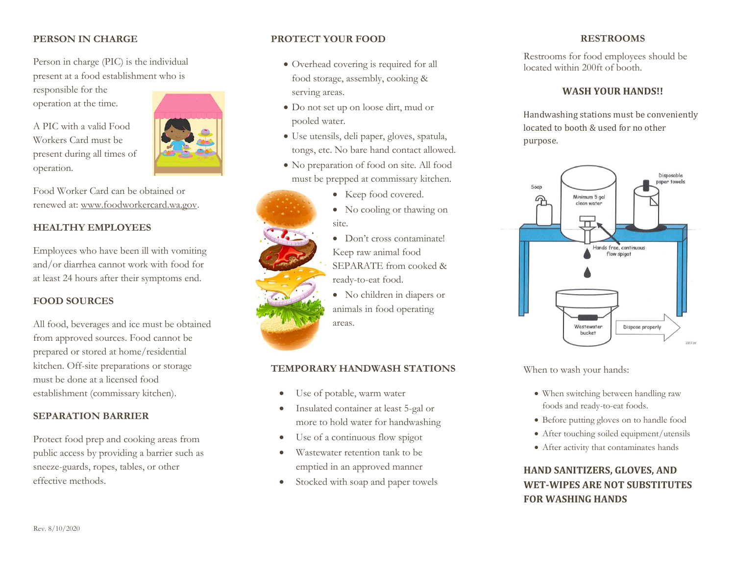## PERSON IN CHARGE

Person in charge (PIC) is the individual present at a food establishment who is responsible for the operation at the time.

A PIC with a valid Food Workers Card must be present during all times of operation.

Food Worker Card can be obtained or renewed at: www.foodworkercard.wa.gov.

## HEALTHY EMPLOYEES

Employees who have been ill with vomiting and/or diarrhea cannot work with food for at least 24 hours after their symptoms end.

## FOOD SOURCES

All food, beverages and ice must be obtained from approved sources. Food cannot be prepared or stored at home/residential kitchen. Off-site preparations or storage must be done at a licensed food establishment (commissary kitchen).

## SEPARATION BARRIER

Protect food prep and cooking areas from public access by providing a barrier such as sneeze-guards, ropes, tables, or other effective methods.

Rev. 8/10/2020

## PROTECT YOUR FOOD

- Overhead covering is required for all food storage, assembly, cooking & serving areas.
- Do not set up on loose dirt, mud or pooled water.
- Use utensils, deli paper, gloves, spatula, tongs, etc. No bare hand contact allowed.
- No preparation of food on site. All food must be prepped at commissary kitchen.
- Keep food covered.
- No cooling or thawing on site.
- Don't cross contaminate! Keep raw animal food SEPARATE from cooked & ready-to-eat food.
- No children in diapers or animals in food operating areas.

## TEMPORARY HANDWASH STATIONS

- Use of potable, warm water
- Insulated container at least 5-gal or more to hold water for handwashing
- Use of a continuous flow spigot
- Wastewater retention tank to be emptied in an approved manner
- Stocked with soap and paper towels

## RESTROOMS

Restrooms for food employees should be located within 200ft of booth.

## WASH YOUR HANDS!!

Handwashing stations must be conveniently located to booth & used for no other purpose.

Soap

Minimum 5 gal clean water

Disposable paper towels

Hands free, continuous flow spigot

Wastewater bucket

Dispose properly

When to wash your hands:

- When switching between handling raw foods and ready-to-eat foods.
- Before putting gloves on to handle food
- After touching soiled equipment/utensils
- After activity that contaminates hands

**HAND SANITIZERS, GLOVES, AND WET-WIPES ARE NOT SUBSTITUTES FOR WASHING HANDS**